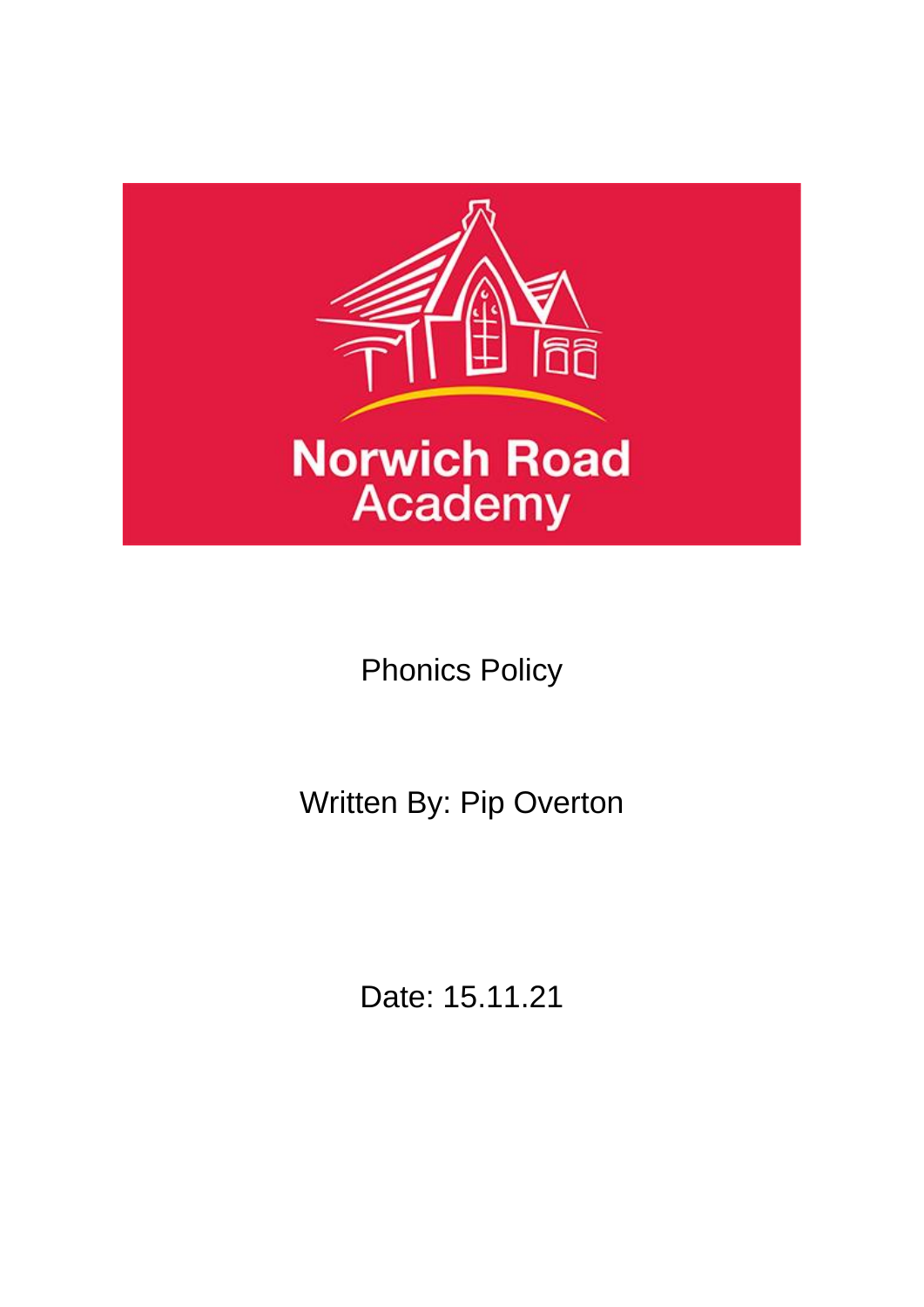Norwich Road Academy

# Phonics Policy

Written By: Pip Overton

Date: 15.11.21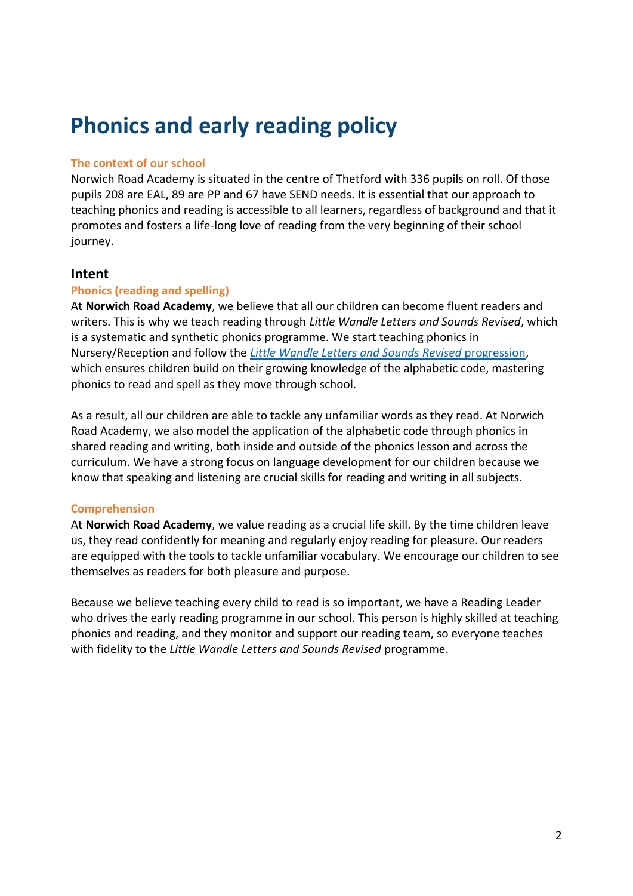# Phonics and early reading policy

### The context of our school

Norwich Road Academy is situated in the centre of Thetford with 336 pupils on roll. Of those pupils 208 are EAL, 89 are PP and 67 have SEND needs. It is essential that our approach to teaching phonics and reading is accessible to all learners, regardless of background and that it promotes and fosters a life-long love of reading from the very beginning of their school journey.

## Intent

### Phonics (reading and spelling)

At **Norwich Road Academy**, we believe that all our children can become fluent readers and writers. This is why we teach reading through *Little Wandle Letters and Sounds Revised*, which is a systematic and synthetic phonics programme. We start teaching phonics in Nursery/Reception and follow the *Little Wandle Letters and Sounds Revised* progression, which ensures children build on their growing knowledge of the alphabetic code, mastering phonics to read and spell as they move through school.

As a result, all our children are able to tackle any unfamiliar words as they read. At Norwich Road Academy, we also model the application of the alphabetic code through phonics in shared reading and writing, both inside and outside of the phonics lesson and across the curriculum. We have a strong focus on language development for our children because we know that speaking and listening are crucial skills for reading and writing in all subjects.

### Comprehension

At **Norwich Road Academy**, we value reading as a crucial life skill. By the time children leave us, they read confidently for meaning and regularly enjoy reading for pleasure. Our readers are equipped with the tools to tackle unfamiliar vocabulary. We encourage our children to see themselves as readers for both pleasure and purpose.

Because we believe teaching every child to read is so important, we have a Reading Leader who drives the early reading programme in our school. This person is highly skilled at teaching phonics and reading, and they monitor and support our reading team, so everyone teaches with fidelity to the *Little Wandle Letters and Sounds Revised* programme.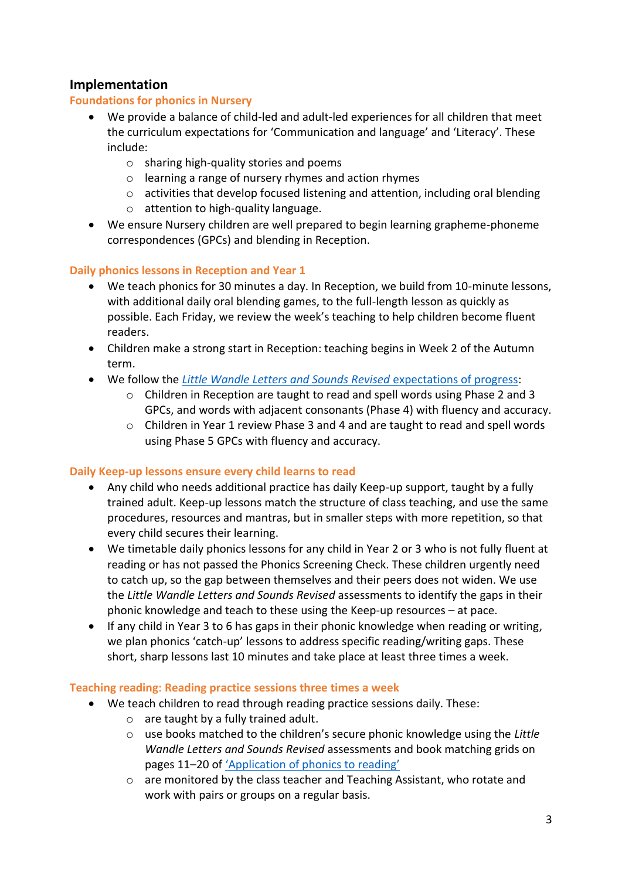## Implementation

### Foundations for phonics in Nursery

- We provide a balance of child-led and adult-led experiences for all children that meet the curriculum expectations for 'Communication and language' and 'Literacy'. These include:
  - sharing high-quality stories and poems
  - learning a range of nursery rhymes and action rhymes
  - activities that develop focused listening and attention, including oral blending
  - attention to high-quality language.
- We ensure Nursery children are well prepared to begin learning grapheme-phoneme correspondences (GPCs) and blending in Reception.

### Daily phonics lessons in Reception and Year 1

- We teach phonics for 30 minutes a day. In Reception, we build from 10-minute lessons, with additional daily oral blending games, to the full-length lesson as quickly as possible. Each Friday, we review the week's teaching to help children become fluent readers.
- Children make a strong start in Reception: teaching begins in Week 2 of the Autumn term.
- We follow the *Little Wandle Letters and Sounds Revised* expectations of progress:
  - Children in Reception are taught to read and spell words using Phase 2 and 3 GPCs, and words with adjacent consonants (Phase 4) with fluency and accuracy.
  - Children in Year 1 review Phase 3 and 4 and are taught to read and spell words using Phase 5 GPCs with fluency and accuracy.

### Daily Keep-up lessons ensure every child learns to read

- Any child who needs additional practice has daily Keep-up support, taught by a fully trained adult. Keep-up lessons match the structure of class teaching, and use the same procedures, resources and mantras, but in smaller steps with more repetition, so that every child secures their learning.
- We timetable daily phonics lessons for any child in Year 2 or 3 who is not fully fluent at reading or has not passed the Phonics Screening Check. These children urgently need to catch up, so the gap between themselves and their peers does not widen. We use the *Little Wandle Letters and Sounds Revised* assessments to identify the gaps in their phonic knowledge and teach to these using the Keep-up resources – at pace.
- If any child in Year 3 to 6 has gaps in their phonic knowledge when reading or writing, we plan phonics 'catch-up' lessons to address specific reading/writing gaps. These short, sharp lessons last 10 minutes and take place at least three times a week.

### Teaching reading: Reading practice sessions three times a week

- We teach children to read through reading practice sessions daily. These:
  - are taught by a fully trained adult.
  - use books matched to the children's secure phonic knowledge using the *Little Wandle Letters and Sounds Revised* assessments and book matching grids on pages 11–20 of 'Application of phonics to reading'
  - are monitored by the class teacher and Teaching Assistant, who rotate and work with pairs or groups on a regular basis.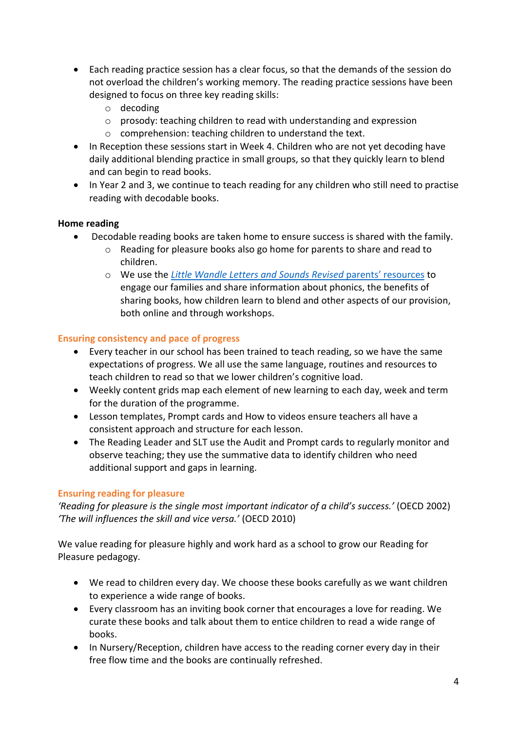- Each reading practice session has a clear focus, so that the demands of the session do not overload the children's working memory. The reading practice sessions have been designed to focus on three key reading skills:
  - decoding
  - prosody: teaching children to read with understanding and expression
  - comprehension: teaching children to understand the text.
- In Reception these sessions start in Week 4. Children who are not yet decoding have daily additional blending practice in small groups, so that they quickly learn to blend and can begin to read books.
- In Year 2 and 3, we continue to teach reading for any children who still need to practise reading with decodable books.

**Home reading**

- Decodable reading books are taken home to ensure success is shared with the family.
  - Reading for pleasure books also go home for parents to share and read to children.
  - We use the *Little Wandle Letters and Sounds Revised* parents' resources to engage our families and share information about phonics, the benefits of sharing books, how children learn to blend and other aspects of our provision, both online and through workshops.

## Ensuring consistency and pace of progress

- Every teacher in our school has been trained to teach reading, so we have the same expectations of progress. We all use the same language, routines and resources to teach children to read so that we lower children's cognitive load.
- Weekly content grids map each element of new learning to each day, week and term for the duration of the programme.
- Lesson templates, Prompt cards and How to videos ensure teachers all have a consistent approach and structure for each lesson.
- The Reading Leader and SLT use the Audit and Prompt cards to regularly monitor and observe teaching; they use the summative data to identify children who need additional support and gaps in learning.

## Ensuring reading for pleasure

*'Reading for pleasure is the single most important indicator of a child's success.'* (OECD 2002)
*'The will influences the skill and vice versa.'* (OECD 2010)

We value reading for pleasure highly and work hard as a school to grow our Reading for Pleasure pedagogy.

- We read to children every day. We choose these books carefully as we want children to experience a wide range of books.
- Every classroom has an inviting book corner that encourages a love for reading. We curate these books and talk about them to entice children to read a wide range of books.
- In Nursery/Reception, children have access to the reading corner every day in their free flow time and the books are continually refreshed.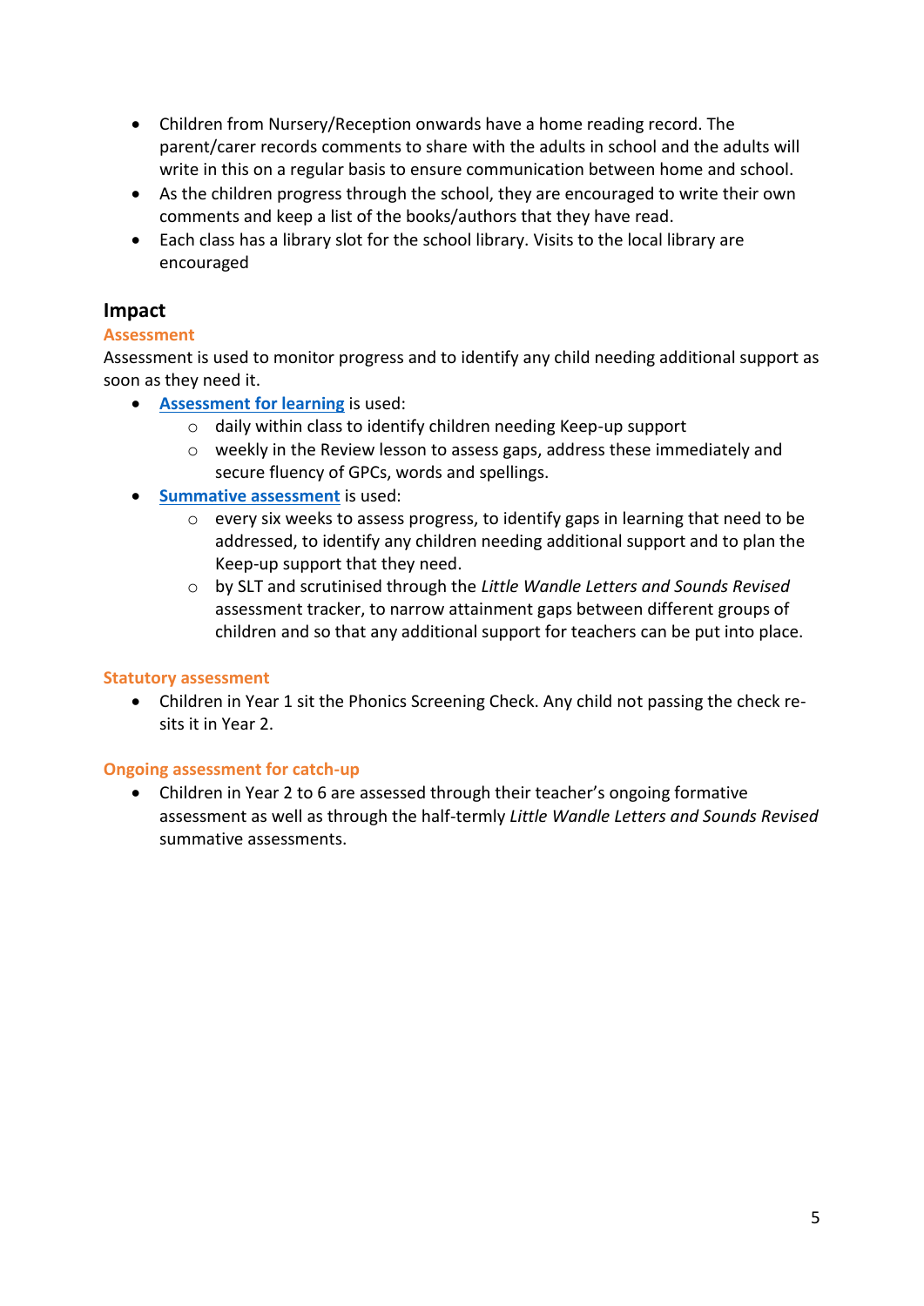- Children from Nursery/Reception onwards have a home reading record. The parent/carer records comments to share with the adults in school and the adults will write in this on a regular basis to ensure communication between home and school.
- As the children progress through the school, they are encouraged to write their own comments and keep a list of the books/authors that they have read.
- Each class has a library slot for the school library. Visits to the local library are encouraged

## Impact

### Assessment

Assessment is used to monitor progress and to identify any child needing additional support as soon as they need it.

- **Assessment for learning** is used:
    - daily within class to identify children needing Keep-up support
    - weekly in the Review lesson to assess gaps, address these immediately and secure fluency of GPCs, words and spellings.
- **Summative assessment** is used:
    - every six weeks to assess progress, to identify gaps in learning that need to be addressed, to identify any children needing additional support and to plan the Keep-up support that they need.
    - by SLT and scrutinised through the *Little Wandle Letters and Sounds Revised* assessment tracker, to narrow attainment gaps between different groups of children and so that any additional support for teachers can be put into place.

### Statutory assessment

- Children in Year 1 sit the Phonics Screening Check. Any child not passing the check re-sits it in Year 2.

### Ongoing assessment for catch-up

- Children in Year 2 to 6 are assessed through their teacher's ongoing formative assessment as well as through the half-termly *Little Wandle Letters and Sounds Revised* summative assessments.